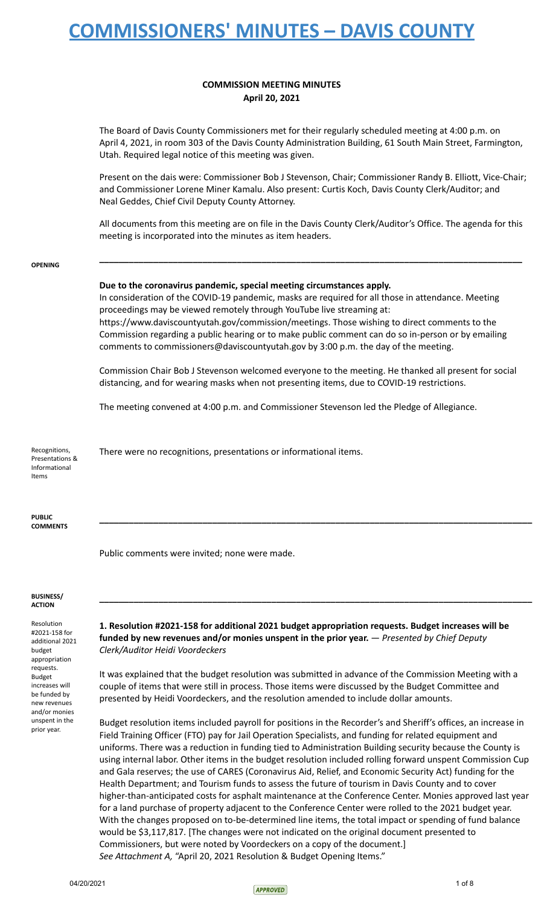# COMMISSIONERS' MINUTES – DAVIS COUNTY

**COMMISSION MEETING MINUTES**
**April 20, 2021**

The Board of Davis County Commissioners met for their regularly scheduled meeting at 4:00 p.m. on April 4, 2021, in room 303 of the Davis County Administration Building, 61 South Main Street, Farmington, Utah. Required legal notice of this meeting was given.

Present on the dais were: Commissioner Bob J Stevenson, Chair; Commissioner Randy B. Elliott, Vice-Chair; and Commissioner Lorene Miner Kamalu. Also present: Curtis Koch, Davis County Clerk/Auditor; and Neal Geddes, Chief Civil Deputy County Attorney.

All documents from this meeting are on file in the Davis County Clerk/Auditor's Office. The agenda for this meeting is incorporated into the minutes as item headers.

---

**OPENING**

**Due to the coronavirus pandemic, special meeting circumstances apply.**
In consideration of the COVID-19 pandemic, masks are required for all those in attendance. Meeting proceedings may be viewed remotely through YouTube live streaming at: https://www.daviscountyutah.gov/commission/meetings. Those wishing to direct comments to the Commission regarding a public hearing or to make public comment can do so in-person or by emailing comments to commissioners@daviscountyutah.gov by 3:00 p.m. the day of the meeting.

Commission Chair Bob J Stevenson welcomed everyone to the meeting. He thanked all present for social distancing, and for wearing masks when not presenting items, due to COVID-19 restrictions.

The meeting convened at 4:00 p.m. and Commissioner Stevenson led the Pledge of Allegiance.

Recognitions, Presentations & Informational Items

There were no recognitions, presentations or informational items.

---

**PUBLIC COMMENTS**

Public comments were invited; none were made.

---

**BUSINESS/ ACTION**

Resolution #2021-158 for additional 2021 budget appropriation requests. Budget increases will be funded by new revenues and/or monies unspent in the prior year.

**1. Resolution #2021-158 for additional 2021 budget appropriation requests. Budget increases will be funded by new revenues and/or monies unspent in the prior year.** — *Presented by Chief Deputy Clerk/Auditor Heidi Voordeckers*

It was explained that the budget resolution was submitted in advance of the Commission Meeting with a couple of items that were still in process. Those items were discussed by the Budget Committee and presented by Heidi Voordeckers, and the resolution amended to include dollar amounts.

Budget resolution items included payroll for positions in the Recorder's and Sheriff's offices, an increase in Field Training Officer (FTO) pay for Jail Operation Specialists, and funding for related equipment and uniforms. There was a reduction in funding tied to Administration Building security because the County is using internal labor. Other items in the budget resolution included rolling forward unspent Commission Cup and Gala reserves; the use of CARES (Coronavirus Aid, Relief, and Economic Security Act) funding for the Health Department; and Tourism funds to assess the future of tourism in Davis County and to cover higher-than-anticipated costs for asphalt maintenance at the Conference Center. Monies approved last year for a land purchase of property adjacent to the Conference Center were rolled to the 2021 budget year. With the changes proposed on to-be-determined line items, the total impact or spending of fund balance would be $3,117,817. [The changes were not indicated on the original document presented to Commissioners, but were noted by Voordeckers on a copy of the document.]
*See Attachment A,* "April 20, 2021 Resolution & Budget Opening Items."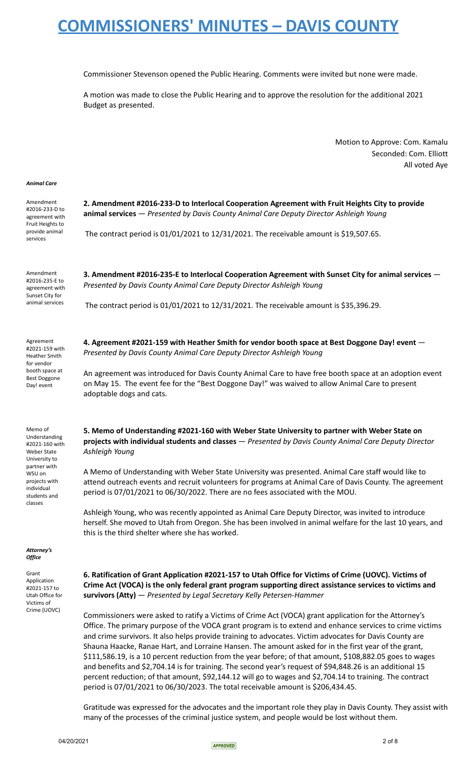Commissioner Stevenson opened the Public Hearing. Comments were invited but none were made.

A motion was made to close the Public Hearing and to approve the resolution for the additional 2021 Budget as presented.

Motion to Approve: Com. Kamalu
Seconded: Com. Elliott
All voted Aye

***Animal Care***

Amendment #2016-233-D to agreement with Fruit Heights to provide animal services

**2. Amendment #2016-233-D to Interlocal Cooperation Agreement with Fruit Heights City to provide animal services** — *Presented by Davis County Animal Care Deputy Director Ashleigh Young*

The contract period is 01/01/2021 to 12/31/2021. The receivable amount is $19,507.65.

Amendment #2016-235-E to agreement with Sunset City for animal services

**3. Amendment #2016-235-E to Interlocal Cooperation Agreement with Sunset City for animal services** — *Presented by Davis County Animal Care Deputy Director Ashleigh Young*

The contract period is 01/01/2021 to 12/31/2021. The receivable amount is $35,396.29.

Agreement #2021-159 with Heather Smith for vendor booth space at Best Doggone Day! event

**4. Agreement #2021-159 with Heather Smith for vendor booth space at Best Doggone Day! event** — *Presented by Davis County Animal Care Deputy Director Ashleigh Young*

An agreement was introduced for Davis County Animal Care to have free booth space at an adoption event on May 15. The event fee for the "Best Doggone Day!" was waived to allow Animal Care to present adoptable dogs and cats.

Memo of Understanding #2021-160 with Weber State University to partner with WSU on projects with individual students and classes

**5. Memo of Understanding #2021-160 with Weber State University to partner with Weber State on projects with individual students and classes** — *Presented by Davis County Animal Care Deputy Director Ashleigh Young*

A Memo of Understanding with Weber State University was presented. Animal Care staff would like to attend outreach events and recruit volunteers for programs at Animal Care of Davis County. The agreement period is 07/01/2021 to 06/30/2022. There are no fees associated with the MOU.

Ashleigh Young, who was recently appointed as Animal Care Deputy Director, was invited to introduce herself. She moved to Utah from Oregon. She has been involved in animal welfare for the last 10 years, and this is the third shelter where she has worked.

***Attorney's Office***

Grant Application #2021-157 to Utah Office for Victims of Crime (UOVC)

**6. Ratification of Grant Application #2021-157 to Utah Office for Victims of Crime (UOVC). Victims of Crime Act (VOCA) is the only federal grant program supporting direct assistance services to victims and survivors (Atty)** — *Presented by Legal Secretary Kelly Petersen-Hammer*

Commissioners were asked to ratify a Victims of Crime Act (VOCA) grant application for the Attorney's Office. The primary purpose of the VOCA grant program is to extend and enhance services to crime victims and crime survivors. It also helps provide training to advocates. Victim advocates for Davis County are Shauna Haacke, Ranae Hart, and Lorraine Hansen. The amount asked for in the first year of the grant, $111,586.19, is a 10 percent reduction from the year before; of that amount, $108,882.05 goes to wages and benefits and $2,704.14 is for training. The second year's request of $94,848.26 is an additional 15 percent reduction; of that amount, $92,144.12 will go to wages and $2,704.14 to training. The contract period is 07/01/2021 to 06/30/2023. The total receivable amount is $206,434.45.

Gratitude was expressed for the advocates and the important role they play in Davis County. They assist with many of the processes of the criminal justice system, and people would be lost without them.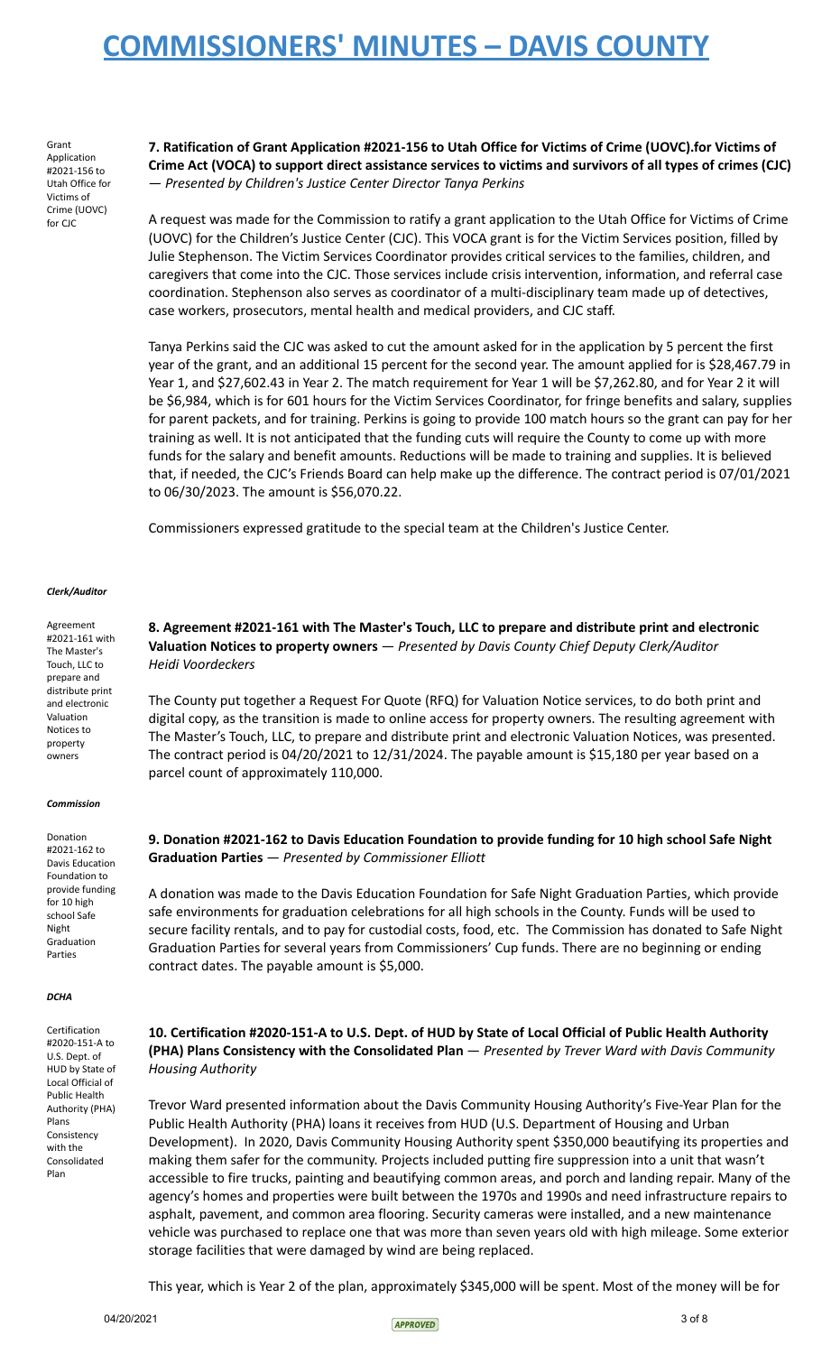Grant Application #2021-156 to Utah Office for Victims of Crime (UOVC) for CJC

**7. Ratification of Grant Application #2021-156 to Utah Office for Victims of Crime (UOVC).for Victims of Crime Act (VOCA) to support direct assistance services to victims and survivors of all types of crimes (CJC)** — *Presented by Children's Justice Center Director Tanya Perkins*

A request was made for the Commission to ratify a grant application to the Utah Office for Victims of Crime (UOVC) for the Children's Justice Center (CJC). This VOCA grant is for the Victim Services position, filled by Julie Stephenson. The Victim Services Coordinator provides critical services to the families, children, and caregivers that come into the CJC. Those services include crisis intervention, information, and referral case coordination. Stephenson also serves as coordinator of a multi-disciplinary team made up of detectives, case workers, prosecutors, mental health and medical providers, and CJC staff.

Tanya Perkins said the CJC was asked to cut the amount asked for in the application by 5 percent the first year of the grant, and an additional 15 percent for the second year. The amount applied for is $28,467.79 in Year 1, and $27,602.43 in Year 2. The match requirement for Year 1 will be $7,262.80, and for Year 2 it will be $6,984, which is for 601 hours for the Victim Services Coordinator, for fringe benefits and salary, supplies for parent packets, and for training. Perkins is going to provide 100 match hours so the grant can pay for her training as well. It is not anticipated that the funding cuts will require the County to come up with more funds for the salary and benefit amounts. Reductions will be made to training and supplies. It is believed that, if needed, the CJC's Friends Board can help make up the difference. The contract period is 07/01/2021 to 06/30/2023. The amount is $56,070.22.

Commissioners expressed gratitude to the special team at the Children's Justice Center.

***Clerk/Auditor***

Agreement #2021-161 with The Master's Touch, LLC to prepare and distribute print and electronic Valuation Notices to property owners

**8. Agreement #2021-161 with The Master's Touch, LLC to prepare and distribute print and electronic Valuation Notices to property owners** — *Presented by Davis County Chief Deputy Clerk/Auditor Heidi Voordeckers*

The County put together a Request For Quote (RFQ) for Valuation Notice services, to do both print and digital copy, as the transition is made to online access for property owners. The resulting agreement with The Master's Touch, LLC, to prepare and distribute print and electronic Valuation Notices, was presented. The contract period is 04/20/2021 to 12/31/2024. The payable amount is $15,180 per year based on a parcel count of approximately 110,000.

***Commission***

Donation #2021-162 to Davis Education Foundation to provide funding for 10 high school Safe Night Graduation Parties

**9. Donation #2021-162 to Davis Education Foundation to provide funding for 10 high school Safe Night Graduation Parties** — *Presented by Commissioner Elliott*

A donation was made to the Davis Education Foundation for Safe Night Graduation Parties, which provide safe environments for graduation celebrations for all high schools in the County. Funds will be used to secure facility rentals, and to pay for custodial costs, food, etc. The Commission has donated to Safe Night Graduation Parties for several years from Commissioners' Cup funds. There are no beginning or ending contract dates. The payable amount is $5,000.

***DCHA***

Certification #2020-151-A to U.S. Dept. of HUD by State of Local Official of Public Health Authority (PHA) Plans Consistency with the Consolidated Plan

**10. Certification #2020-151-A to U.S. Dept. of HUD by State of Local Official of Public Health Authority (PHA) Plans Consistency with the Consolidated Plan** — *Presented by Trever Ward with Davis Community Housing Authority*

Trevor Ward presented information about the Davis Community Housing Authority's Five-Year Plan for the Public Health Authority (PHA) loans it receives from HUD (U.S. Department of Housing and Urban Development). In 2020, Davis Community Housing Authority spent $350,000 beautifying its properties and making them safer for the community. Projects included putting fire suppression into a unit that wasn't accessible to fire trucks, painting and beautifying common areas, and porch and landing repair. Many of the agency's homes and properties were built between the 1970s and 1990s and need infrastructure repairs to asphalt, pavement, and common area flooring. Security cameras were installed, and a new maintenance vehicle was purchased to replace one that was more than seven years old with high mileage. Some exterior storage facilities that were damaged by wind are being replaced.

This year, which is Year 2 of the plan, approximately $345,000 will be spent. Most of the money will be for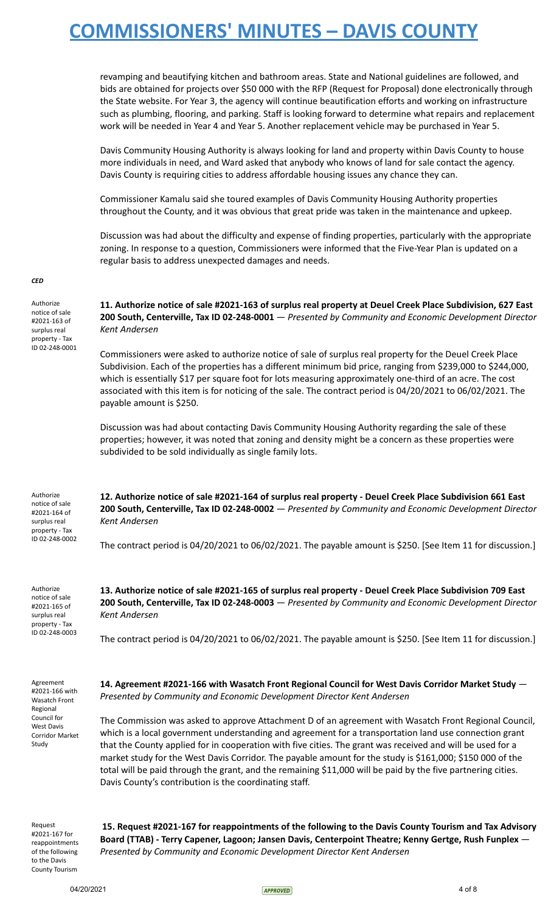revamping and beautifying kitchen and bathroom areas. State and National guidelines are followed, and bids are obtained for projects over $50 000 with the RFP (Request for Proposal) done electronically through the State website. For Year 3, the agency will continue beautification efforts and working on infrastructure such as plumbing, flooring, and parking. Staff is looking forward to determine what repairs and replacement work will be needed in Year 4 and Year 5. Another replacement vehicle may be purchased in Year 5.

Davis Community Housing Authority is always looking for land and property within Davis County to house more individuals in need, and Ward asked that anybody who knows of land for sale contact the agency. Davis County is requiring cities to address affordable housing issues any chance they can.

Commissioner Kamalu said she toured examples of Davis Community Housing Authority properties throughout the County, and it was obvious that great pride was taken in the maintenance and upkeep.

Discussion was had about the difficulty and expense of finding properties, particularly with the appropriate zoning. In response to a question, Commissioners were informed that the Five-Year Plan is updated on a regular basis to address unexpected damages and needs.

***CED***

Authorize notice of sale #2021-163 of surplus real property - Tax ID 02-248-0001

**11. Authorize notice of sale #2021-163 of surplus real property at Deuel Creek Place Subdivision, 627 East 200 South, Centerville, Tax ID 02-248-0001** — *Presented by Community and Economic Development Director Kent Andersen*

Commissioners were asked to authorize notice of sale of surplus real property for the Deuel Creek Place Subdivision. Each of the properties has a different minimum bid price, ranging from $239,000 to $244,000, which is essentially $17 per square foot for lots measuring approximately one-third of an acre. The cost associated with this item is for noticing of the sale. The contract period is 04/20/2021 to 06/02/2021. The payable amount is $250.

Discussion was had about contacting Davis Community Housing Authority regarding the sale of these properties; however, it was noted that zoning and density might be a concern as these properties were subdivided to be sold individually as single family lots.

Authorize notice of sale #2021-164 of surplus real property - Tax ID 02-248-0002

**12. Authorize notice of sale #2021-164 of surplus real property - Deuel Creek Place Subdivision 661 East 200 South, Centerville, Tax ID 02-248-0002** — *Presented by Community and Economic Development Director Kent Andersen*

The contract period is 04/20/2021 to 06/02/2021. The payable amount is $250. [See Item 11 for discussion.]

Authorize notice of sale #2021-165 of surplus real property - Tax ID 02-248-0003

**13. Authorize notice of sale #2021-165 of surplus real property - Deuel Creek Place Subdivision 709 East 200 South, Centerville, Tax ID 02-248-0003** — *Presented by Community and Economic Development Director Kent Andersen*

The contract period is 04/20/2021 to 06/02/2021. The payable amount is $250. [See Item 11 for discussion.]

Agreement #2021-166 with Wasatch Front Regional Council for West Davis Corridor Market Study

**14. Agreement #2021-166 with Wasatch Front Regional Council for West Davis Corridor Market Study** — *Presented by Community and Economic Development Director Kent Andersen*

The Commission was asked to approve Attachment D of an agreement with Wasatch Front Regional Council, which is a local government understanding and agreement for a transportation land use connection grant that the County applied for in cooperation with five cities. The grant was received and will be used for a market study for the West Davis Corridor. The payable amount for the study is $161,000; $150 000 of the total will be paid through the grant, and the remaining $11,000 will be paid by the five partnering cities. Davis County's contribution is the coordinating staff.

Request #2021-167 for reappointments of the following to the Davis County Tourism

**15. Request #2021-167 for reappointments of the following to the Davis County Tourism and Tax Advisory Board (TTAB) - Terry Capener, Lagoon; Jansen Davis, Centerpoint Theatre; Kenny Gertge, Rush Funplex** — *Presented by Community and Economic Development Director Kent Andersen*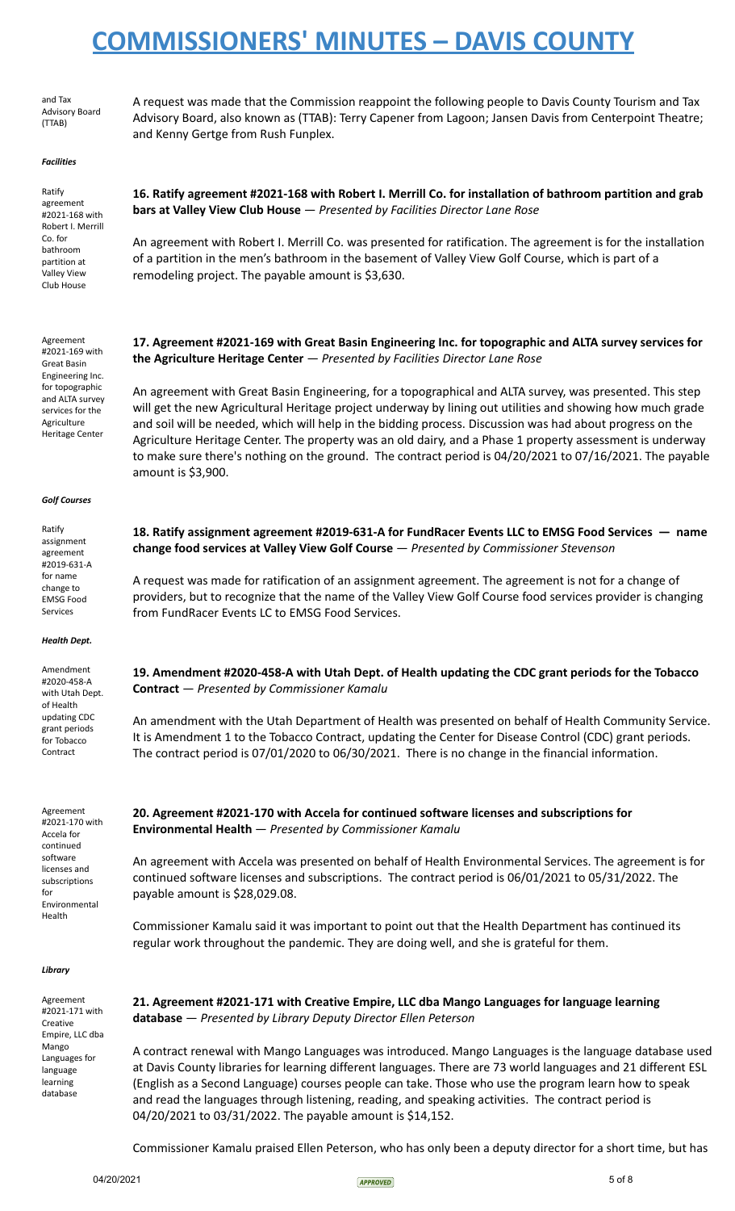A request was made that the Commission reappoint the following people to Davis County Tourism and Tax Advisory Board, also known as (TTAB): Terry Capener from Lagoon; Jansen Davis from Centerpoint Theatre; and Kenny Gertge from Rush Funplex.

***Facilities***

**16. Ratify agreement #2021-168 with Robert I. Merrill Co. for installation of bathroom partition and grab bars at Valley View Club House** — *Presented by Facilities Director Lane Rose*

An agreement with Robert I. Merrill Co. was presented for ratification. The agreement is for the installation of a partition in the men's bathroom in the basement of Valley View Golf Course, which is part of a remodeling project. The payable amount is $3,630.

**17. Agreement #2021-169 with Great Basin Engineering Inc. for topographic and ALTA survey services for the Agriculture Heritage Center** — *Presented by Facilities Director Lane Rose*

An agreement with Great Basin Engineering, for a topographical and ALTA survey, was presented. This step will get the new Agricultural Heritage project underway by lining out utilities and showing how much grade and soil will be needed, which will help in the bidding process. Discussion was had about progress on the Agriculture Heritage Center. The property was an old dairy, and a Phase 1 property assessment is underway to make sure there's nothing on the ground. The contract period is 04/20/2021 to 07/16/2021. The payable amount is $3,900.

***Golf Courses***

**18. Ratify assignment agreement #2019-631-A for FundRacer Events LLC to EMSG Food Services — name change food services at Valley View Golf Course** — *Presented by Commissioner Stevenson*

A request was made for ratification of an assignment agreement. The agreement is not for a change of providers, but to recognize that the name of the Valley View Golf Course food services provider is changing from FundRacer Events LC to EMSG Food Services.

***Health Dept.***

**19. Amendment #2020-458-A with Utah Dept. of Health updating the CDC grant periods for the Tobacco Contract** — *Presented by Commissioner Kamalu*

An amendment with the Utah Department of Health was presented on behalf of Health Community Service. It is Amendment 1 to the Tobacco Contract, updating the Center for Disease Control (CDC) grant periods. The contract period is 07/01/2020 to 06/30/2021. There is no change in the financial information.

**20. Agreement #2021-170 with Accela for continued software licenses and subscriptions for Environmental Health** — *Presented by Commissioner Kamalu*

An agreement with Accela was presented on behalf of Health Environmental Services. The agreement is for continued software licenses and subscriptions. The contract period is 06/01/2021 to 05/31/2022. The payable amount is $28,029.08.

Commissioner Kamalu said it was important to point out that the Health Department has continued its regular work throughout the pandemic. They are doing well, and she is grateful for them.

***Library***

**21. Agreement #2021-171 with Creative Empire, LLC dba Mango Languages for language learning database** — *Presented by Library Deputy Director Ellen Peterson*

A contract renewal with Mango Languages was introduced. Mango Languages is the language database used at Davis County libraries for learning different languages. There are 73 world languages and 21 different ESL (English as a Second Language) courses people can take. Those who use the program learn how to speak and read the languages through listening, reading, and speaking activities. The contract period is 04/20/2021 to 03/31/2022. The payable amount is $14,152.

Commissioner Kamalu praised Ellen Peterson, who has only been a deputy director for a short time, but has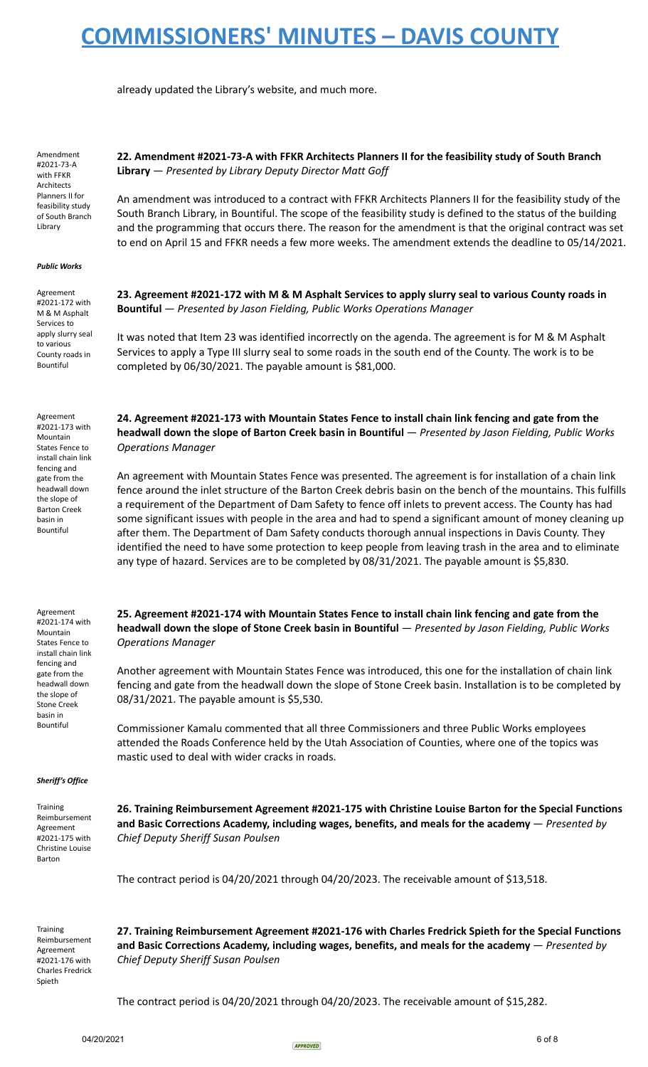already updated the Library's website, and much more.

Amendment #2021-73-A with FFKR Architects Planners II for feasibility study of South Branch Library

**22. Amendment #2021-73-A with FFKR Architects Planners II for the feasibility study of South Branch Library** — *Presented by Library Deputy Director Matt Goff*

An amendment was introduced to a contract with FFKR Architects Planners II for the feasibility study of the South Branch Library, in Bountiful. The scope of the feasibility study is defined to the status of the building and the programming that occurs there. The reason for the amendment is that the original contract was set to end on April 15 and FFKR needs a few more weeks. The amendment extends the deadline to 05/14/2021.

***Public Works***

Agreement #2021-172 with M & M Asphalt Services to apply slurry seal to various County roads in Bountiful

**23. Agreement #2021-172 with M & M Asphalt Services to apply slurry seal to various County roads in Bountiful** — *Presented by Jason Fielding, Public Works Operations Manager*

It was noted that Item 23 was identified incorrectly on the agenda. The agreement is for M & M Asphalt Services to apply a Type III slurry seal to some roads in the south end of the County. The work is to be completed by 06/30/2021. The payable amount is $81,000.

Agreement #2021-173 with Mountain States Fence to install chain link fencing and gate from the headwall down the slope of Barton Creek basin in Bountiful

**24. Agreement #2021-173 with Mountain States Fence to install chain link fencing and gate from the headwall down the slope of Barton Creek basin in Bountiful** — *Presented by Jason Fielding, Public Works Operations Manager*

An agreement with Mountain States Fence was presented. The agreement is for installation of a chain link fence around the inlet structure of the Barton Creek debris basin on the bench of the mountains. This fulfills a requirement of the Department of Dam Safety to fence off inlets to prevent access. The County has had some significant issues with people in the area and had to spend a significant amount of money cleaning up after them. The Department of Dam Safety conducts thorough annual inspections in Davis County. They identified the need to have some protection to keep people from leaving trash in the area and to eliminate any type of hazard. Services are to be completed by 08/31/2021. The payable amount is $5,830.

Agreement #2021-174 with Mountain States Fence to install chain link fencing and gate from the headwall down the slope of Stone Creek basin in Bountiful

**25. Agreement #2021-174 with Mountain States Fence to install chain link fencing and gate from the headwall down the slope of Stone Creek basin in Bountiful** — *Presented by Jason Fielding, Public Works Operations Manager*

Another agreement with Mountain States Fence was introduced, this one for the installation of chain link fencing and gate from the headwall down the slope of Stone Creek basin. Installation is to be completed by 08/31/2021. The payable amount is $5,530.

Commissioner Kamalu commented that all three Commissioners and three Public Works employees attended the Roads Conference held by the Utah Association of Counties, where one of the topics was mastic used to deal with wider cracks in roads.

***Sheriff's Office***

Training Reimbursement Agreement #2021-175 with Christine Louise Barton

**26. Training Reimbursement Agreement #2021-175 with Christine Louise Barton for the Special Functions and Basic Corrections Academy, including wages, benefits, and meals for the academy** — *Presented by Chief Deputy Sheriff Susan Poulsen*

The contract period is 04/20/2021 through 04/20/2023. The receivable amount of $13,518.

Training Reimbursement Agreement #2021-176 with Charles Fredrick Spieth

**27. Training Reimbursement Agreement #2021-176 with Charles Fredrick Spieth for the Special Functions and Basic Corrections Academy, including wages, benefits, and meals for the academy** — *Presented by Chief Deputy Sheriff Susan Poulsen*

The contract period is 04/20/2021 through 04/20/2023. The receivable amount of $15,282.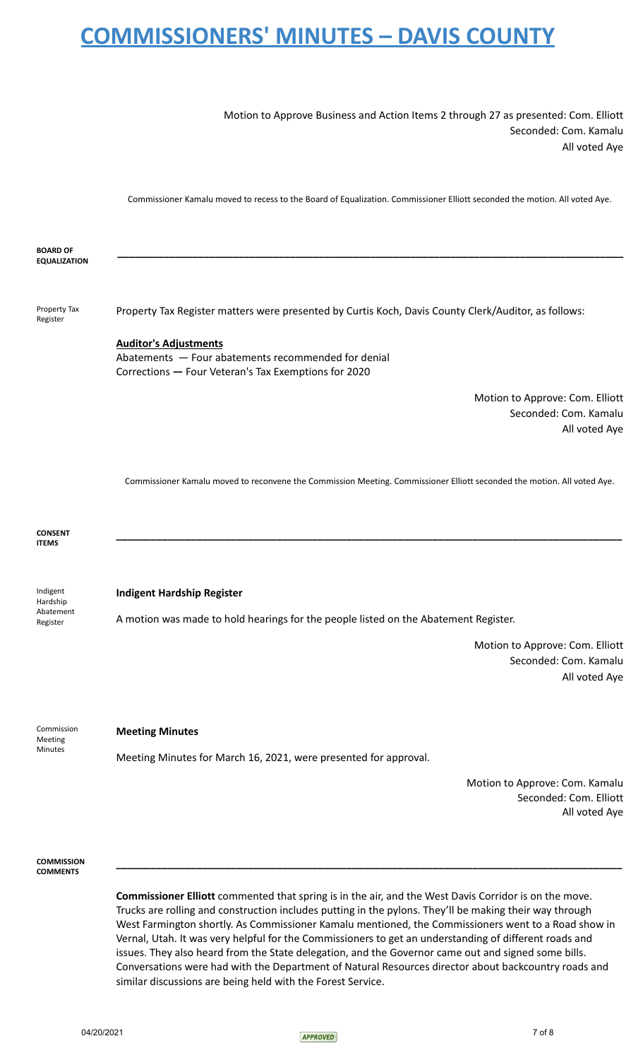Motion to Approve Business and Action Items 2 through 27 as presented: Com. Elliott
Seconded: Com. Kamalu
All voted Aye

Commissioner Kamalu moved to recess to the Board of Equalization. Commissioner Elliott seconded the motion. All voted Aye.

**BOARD OF EQUALIZATION**

---

Property Tax Register

Property Tax Register matters were presented by Curtis Koch, Davis County Clerk/Auditor, as follows:

**Auditor's Adjustments**
Abatements — Four abatements recommended for denial
Corrections — Four Veteran's Tax Exemptions for 2020

Motion to Approve: Com. Elliott
Seconded: Com. Kamalu
All voted Aye

Commissioner Kamalu moved to reconvene the Commission Meeting. Commissioner Elliott seconded the motion. All voted Aye.

**CONSENT ITEMS**

---

Indigent Hardship Abatement Register

**Indigent Hardship Register**

A motion was made to hold hearings for the people listed on the Abatement Register.

Motion to Approve: Com. Elliott
Seconded: Com. Kamalu
All voted Aye

Commission Meeting Minutes

**Meeting Minutes**

Meeting Minutes for March 16, 2021, were presented for approval.

Motion to Approve: Com. Kamalu
Seconded: Com. Elliott
All voted Aye

**COMMISSION COMMENTS**

---

**Commissioner Elliott** commented that spring is in the air, and the West Davis Corridor is on the move. Trucks are rolling and construction includes putting in the pylons. They'll be making their way through West Farmington shortly. As Commissioner Kamalu mentioned, the Commissioners went to a Road show in Vernal, Utah. It was very helpful for the Commissioners to get an understanding of different roads and issues. They also heard from the State delegation, and the Governor came out and signed some bills. Conversations were had with the Department of Natural Resources director about backcountry roads and similar discussions are being held with the Forest Service.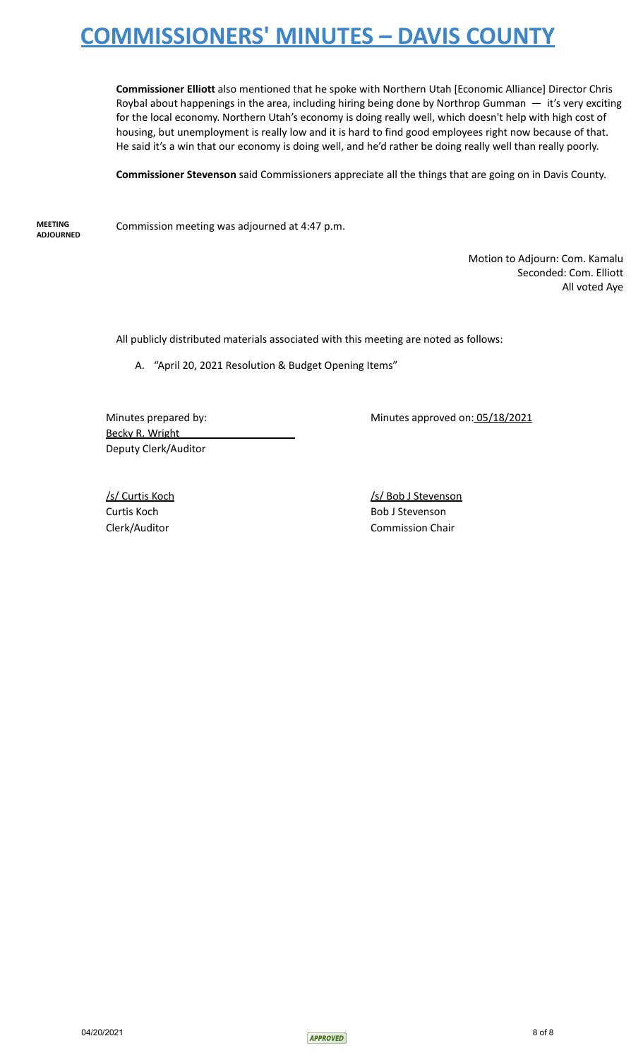**Commissioner Elliott** also mentioned that he spoke with Northern Utah [Economic Alliance] Director Chris Roybal about happenings in the area, including hiring being done by Northrop Gumman — it's very exciting for the local economy. Northern Utah's economy is doing really well, which doesn't help with high cost of housing, but unemployment is really low and it is hard to find good employees right now because of that. He said it's a win that our economy is doing well, and he'd rather be doing really well than really poorly.

**Commissioner Stevenson** said Commissioners appreciate all the things that are going on in Davis County.

**MEETING ADJOURNED**

Commission meeting was adjourned at 4:47 p.m.

Motion to Adjourn: Com. Kamalu
Seconded: Com. Elliott
All voted Aye

All publicly distributed materials associated with this meeting are noted as follows:

A. "April 20, 2021 Resolution & Budget Opening Items"

Minutes prepared by:
Becky R. Wright
Deputy Clerk/Auditor

Minutes approved on: 05/18/2021

/s/ Curtis Koch
Curtis Koch
Clerk/Auditor

/s/ Bob J Stevenson
Bob J Stevenson
Commission Chair